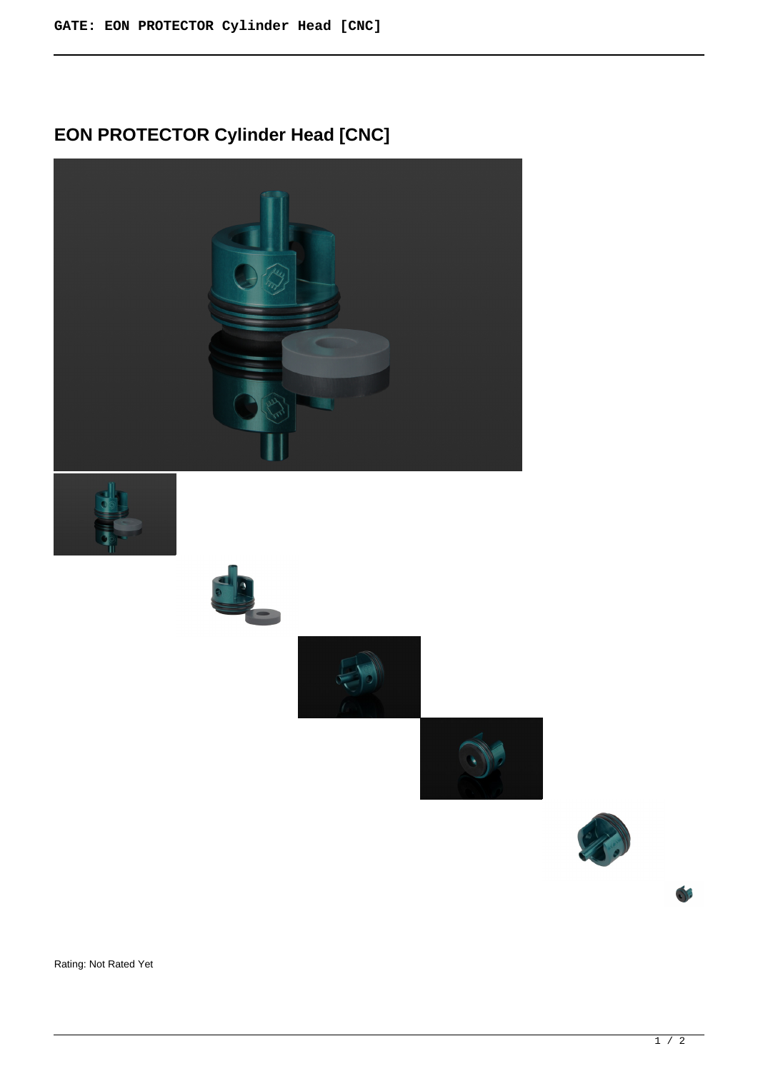# EON PROTECTOR Cylinder Head [CNC]

Rating: Not Rated Yet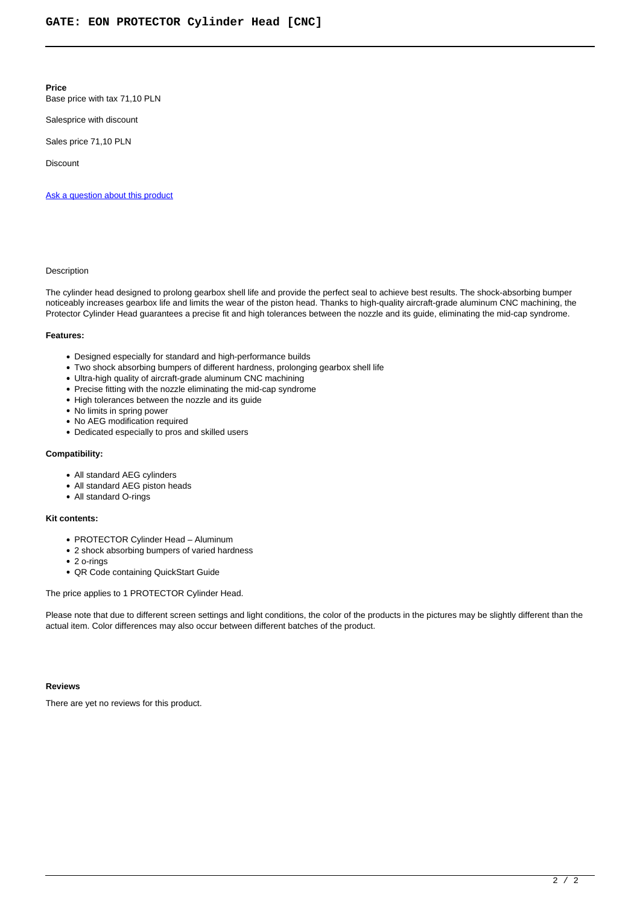# GATE: EON PROTECTOR Cylinder Head [CNC]

**Price**

Base price with tax 71,10 PLN

Salesprice with discount

Sales price 71,10 PLN

Discount

[Ask a question about this product]

Description

The cylinder head designed to prolong gearbox shell life and provide the perfect seal to achieve best results. The shock-absorbing bumper noticeably increases gearbox life and limits the wear of the piston head. Thanks to high-quality aircraft-grade aluminum CNC machining, the Protector Cylinder Head guarantees a precise fit and high tolerances between the nozzle and its guide, eliminating the mid-cap syndrome.

**Features:**

- Designed especially for standard and high-performance builds
- Two shock absorbing bumpers of different hardness, prolonging gearbox shell life
- Ultra-high quality of aircraft-grade aluminum CNC machining
- Precise fitting with the nozzle eliminating the mid-cap syndrome
- High tolerances between the nozzle and its guide
- No limits in spring power
- No AEG modification required
- Dedicated especially to pros and skilled users

**Compatibility:**

- All standard AEG cylinders
- All standard AEG piston heads
- All standard O-rings

**Kit contents:**

- PROTECTOR Cylinder Head – Aluminum
- 2 shock absorbing bumpers of varied hardness
- 2 o-rings
- QR Code containing QuickStart Guide

The price applies to 1 PROTECTOR Cylinder Head.

Please note that due to different screen settings and light conditions, the color of the products in the pictures may be slightly different than the actual item. Color differences may also occur between different batches of the product.

**Reviews**

There are yet no reviews for this product.